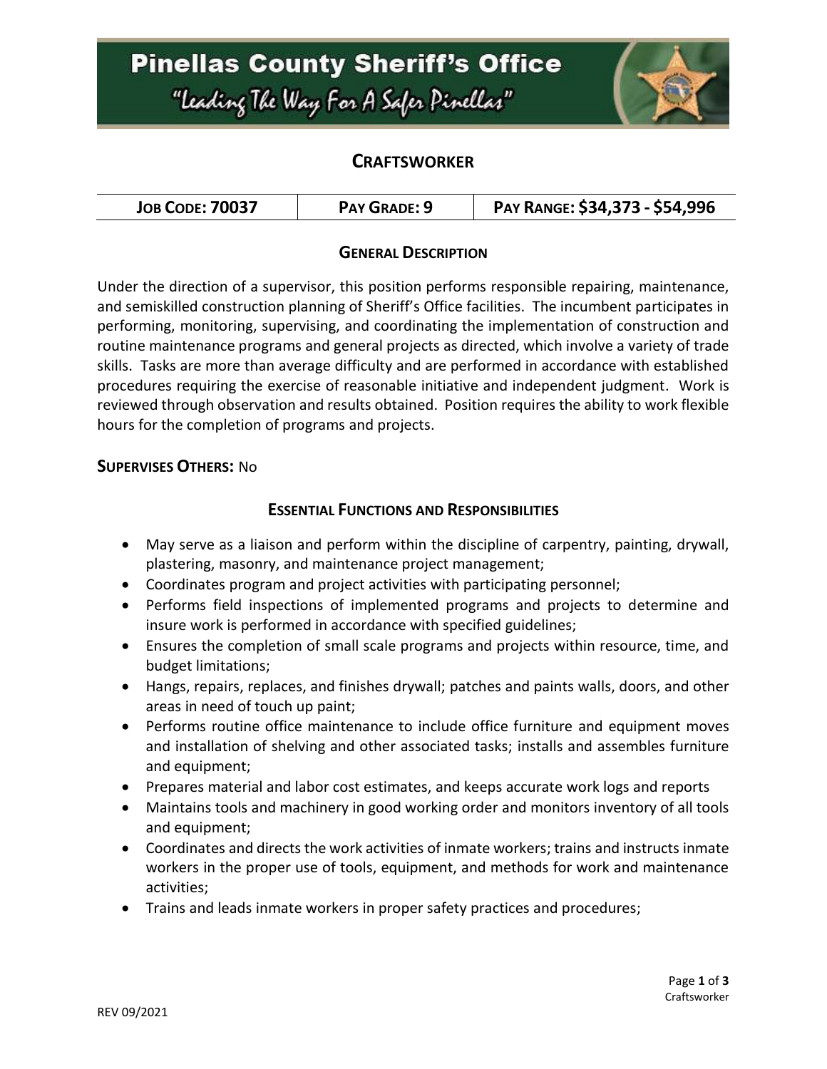# Pinellas County Sheriff's Office

"Leading The Way For A Safer Pinellas"

## CRAFTSWORKER

| JOB CODE: 70037 | PAY GRADE: 9 | PAY RANGE: $34,373 - $54,996 |
|---|---|---|

### GENERAL DESCRIPTION

Under the direction of a supervisor, this position performs responsible repairing, maintenance, and semiskilled construction planning of Sheriff's Office facilities. The incumbent participates in performing, monitoring, supervising, and coordinating the implementation of construction and routine maintenance programs and general projects as directed, which involve a variety of trade skills. Tasks are more than average difficulty and are performed in accordance with established procedures requiring the exercise of reasonable initiative and independent judgment. Work is reviewed through observation and results obtained. Position requires the ability to work flexible hours for the completion of programs and projects.

**SUPERVISES OTHERS:** No

### ESSENTIAL FUNCTIONS AND RESPONSIBILITIES

- May serve as a liaison and perform within the discipline of carpentry, painting, drywall, plastering, masonry, and maintenance project management;
- Coordinates program and project activities with participating personnel;
- Performs field inspections of implemented programs and projects to determine and insure work is performed in accordance with specified guidelines;
- Ensures the completion of small scale programs and projects within resource, time, and budget limitations;
- Hangs, repairs, replaces, and finishes drywall; patches and paints walls, doors, and other areas in need of touch up paint;
- Performs routine office maintenance to include office furniture and equipment moves and installation of shelving and other associated tasks; installs and assembles furniture and equipment;
- Prepares material and labor cost estimates, and keeps accurate work logs and reports
- Maintains tools and machinery in good working order and monitors inventory of all tools and equipment;
- Coordinates and directs the work activities of inmate workers; trains and instructs inmate workers in the proper use of tools, equipment, and methods for work and maintenance activities;
- Trains and leads inmate workers in proper safety practices and procedures;

REV 09/2021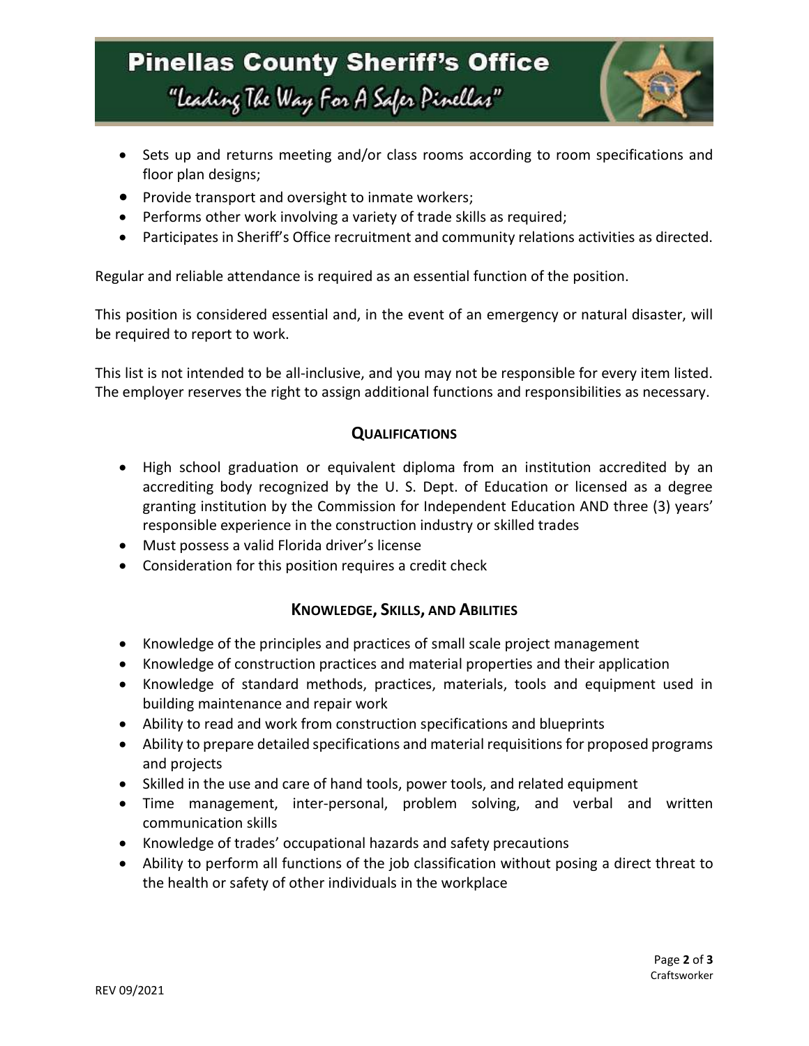- Sets up and returns meeting and/or class rooms according to room specifications and floor plan designs;
- Provide transport and oversight to inmate workers;
- Performs other work involving a variety of trade skills as required;
- Participates in Sheriff's Office recruitment and community relations activities as directed.

Regular and reliable attendance is required as an essential function of the position.

This position is considered essential and, in the event of an emergency or natural disaster, will be required to report to work.

This list is not intended to be all-inclusive, and you may not be responsible for every item listed. The employer reserves the right to assign additional functions and responsibilities as necessary.

## QUALIFICATIONS

- High school graduation or equivalent diploma from an institution accredited by an accrediting body recognized by the U. S. Dept. of Education or licensed as a degree granting institution by the Commission for Independent Education AND three (3) years' responsible experience in the construction industry or skilled trades
- Must possess a valid Florida driver's license
- Consideration for this position requires a credit check

## KNOWLEDGE, SKILLS, AND ABILITIES

- Knowledge of the principles and practices of small scale project management
- Knowledge of construction practices and material properties and their application
- Knowledge of standard methods, practices, materials, tools and equipment used in building maintenance and repair work
- Ability to read and work from construction specifications and blueprints
- Ability to prepare detailed specifications and material requisitions for proposed programs and projects
- Skilled in the use and care of hand tools, power tools, and related equipment
- Time management, inter-personal, problem solving, and verbal and written communication skills
- Knowledge of trades' occupational hazards and safety precautions
- Ability to perform all functions of the job classification without posing a direct threat to the health or safety of other individuals in the workplace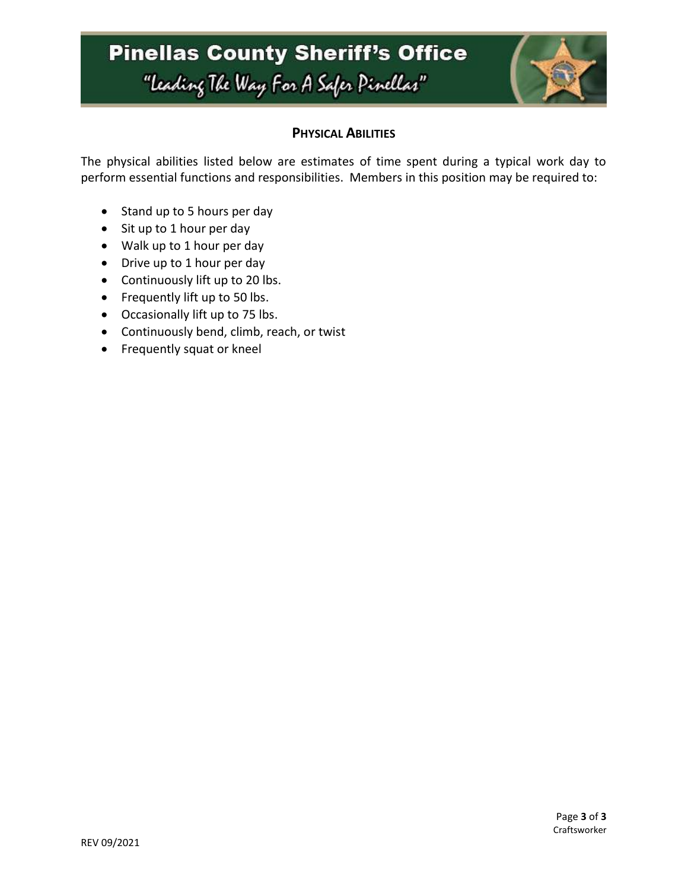## PHYSICAL ABILITIES

The physical abilities listed below are estimates of time spent during a typical work day to perform essential functions and responsibilities. Members in this position may be required to:

- Stand up to 5 hours per day
- Sit up to 1 hour per day
- Walk up to 1 hour per day
- Drive up to 1 hour per day
- Continuously lift up to 20 lbs.
- Frequently lift up to 50 lbs.
- Occasionally lift up to 75 lbs.
- Continuously bend, climb, reach, or twist
- Frequently squat or kneel